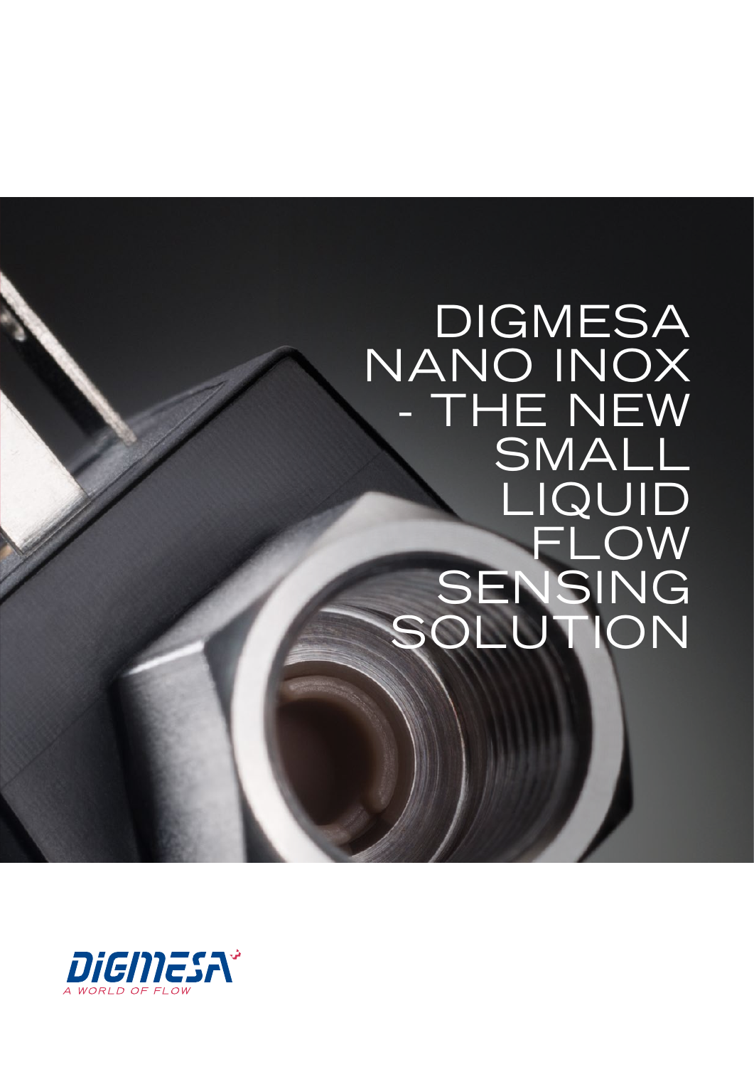# DIGMESA NANO INOX - THE NEW SMALL LIQUID FLOW SENSING SOLUTION

DIGMESA
A WORLD OF FLOW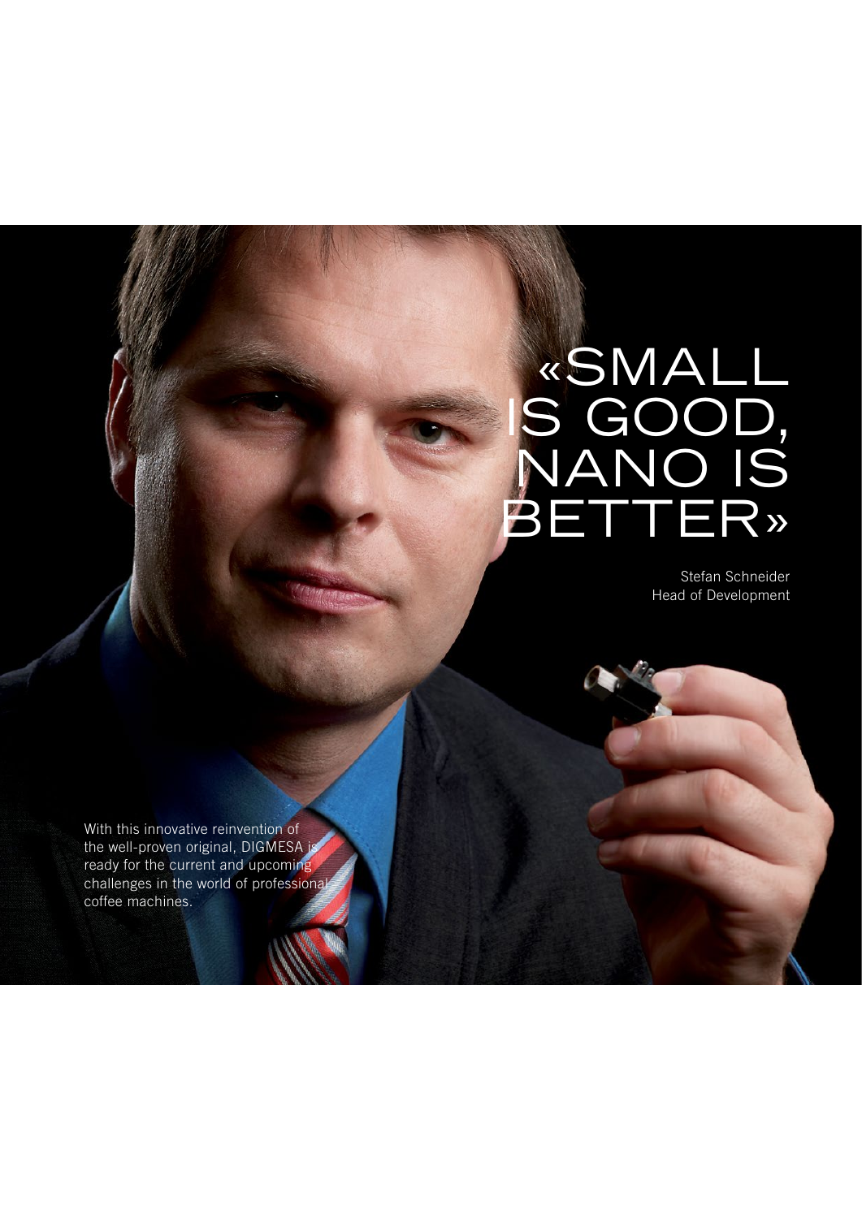# «SMALL IS GOOD, NANO IS BETTER»

Stefan Schneider
Head of Development

With this innovative reinvention of the well-proven original, DIGMESA is ready for the current and upcoming challenges in the world of professional coffee machines.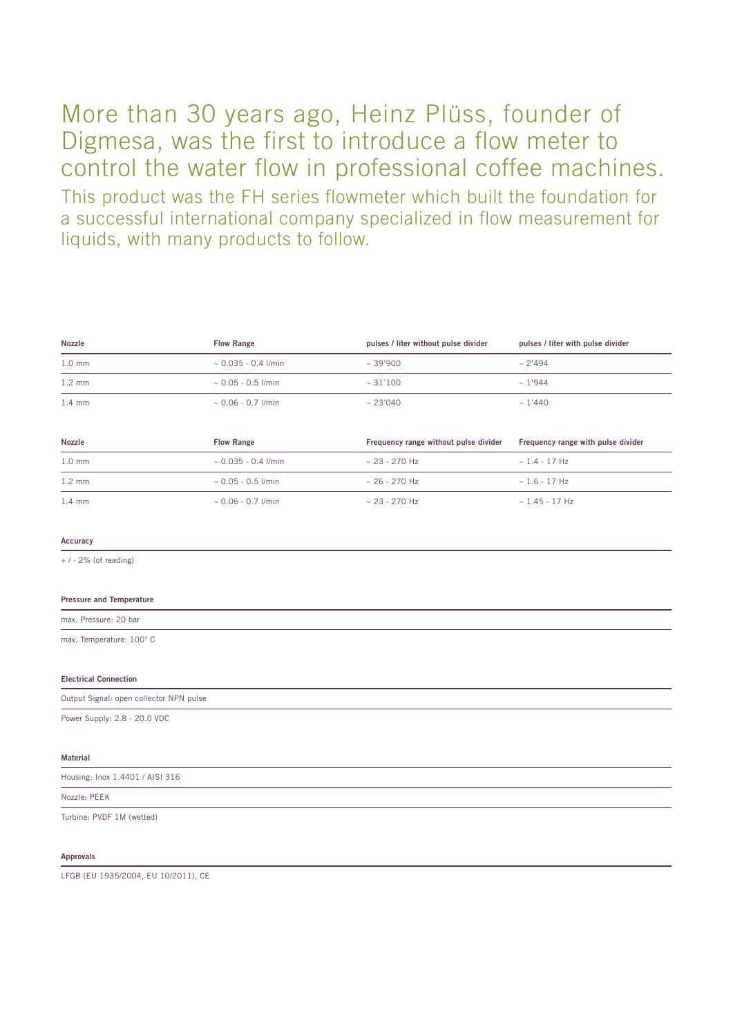# More than 30 years ago, Heinz Plüss, founder of Digmesa, was the first to introduce a flow meter to control the water flow in professional coffee machines.

This product was the FH series flowmeter which built the foundation for a successful international company specialized in flow measurement for liquids, with many products to follow.

| Nozzle | Flow Range | pulses / liter without pulse divider | pulses / liter with pulse divider |
| --- | --- | --- | --- |
| 1.0 mm | ~ 0.035 - 0.4 l/min | ~ 39'900 | ~ 2'494 |
| 1.2 mm | ~ 0.05 - 0.5 l/min | ~ 31'100 | ~ 1'944 |
| 1.4 mm | ~ 0.06 - 0.7 l/min | ~ 23'040 | ~ 1'440 |

| Nozzle | Flow Range | Frequency range without pulse divider | Frequency range with pulse divider |
| --- | --- | --- | --- |
| 1.0 mm | ~ 0.035 - 0.4 l/min | ~ 23 - 270 Hz | ~ 1.4 - 17 Hz |
| 1.2 mm | ~ 0.05 - 0.5 l/min | ~ 26 - 270 Hz | ~ 1.6 - 17 Hz |
| 1.4 mm | ~ 0.06 - 0.7 l/min | ~ 23 - 270 Hz | ~ 1.45 - 17 Hz |

**Accuracy**

+ / - 2% (of reading)

**Pressure and Temperature**

max. Pressure: 20 bar

max. Temperature: 100° C

**Electrical Connection**

Output Signal: open collector NPN pulse

Power Supply: 2.8 - 20.0 VDC

**Material**

Housing: Inox 1.4401 / AISI 316

Nozzle: PEEK

Turbine: PVDF 1M (wetted)

**Approvals**

LFGB (EU 1935/2004, EU 10/2011), CE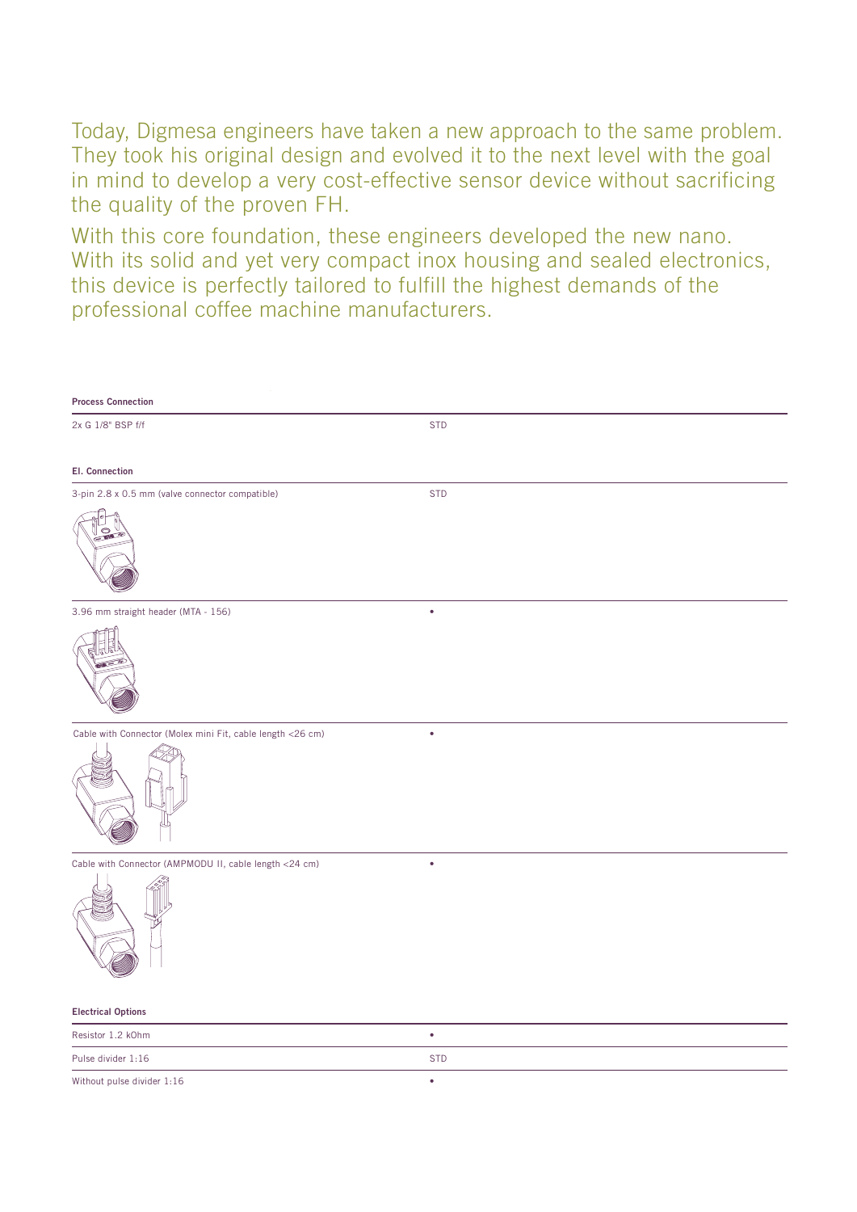Today, Digmesa engineers have taken a new approach to the same problem. They took his original design and evolved it to the next level with the goal in mind to develop a very cost-effective sensor device without sacrificing the quality of the proven FH.

With this core foundation, these engineers developed the new nano. With its solid and yet very compact inox housing and sealed electronics, this device is perfectly tailored to fulfill the highest demands of the professional coffee machine manufacturers.

**Process Connection**

| | |
|---|---|
| 2x G 1/8" BSP f/f | STD |

**El. Connection**

| | |
|---|---|
| 3-pin 2.8 x 0.5 mm (valve connector compatible) | STD |
| 3.96 mm straight header (MTA - 156) | • |
| Cable with Connector (Molex mini Fit, cable length <26 cm) | • |
| Cable with Connector (AMPMODU II, cable length <24 cm) | • |

**Electrical Options**

| | |
|---|---|
| Resistor 1.2 kOhm | • |
| Pulse divider 1:16 | STD |
| Without pulse divider 1:16 | • |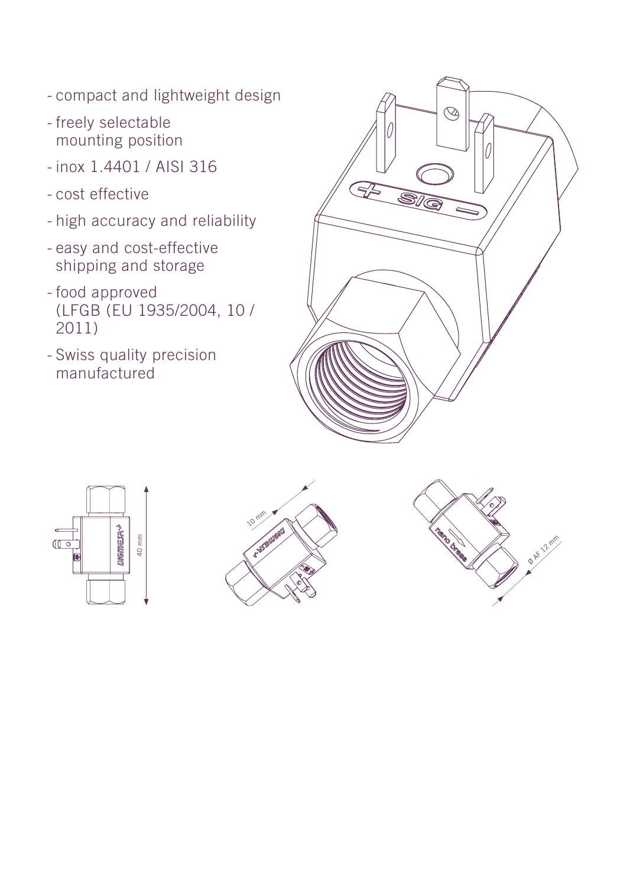- compact and lightweight design
- freely selectable mounting position
- inox 1.4401 / AISI 316
- cost effective
- high accuracy and reliability
- easy and cost-effective shipping and storage
- food approved (LFGB (EU 1935/2004, 10 / 2011)
- Swiss quality precision manufactured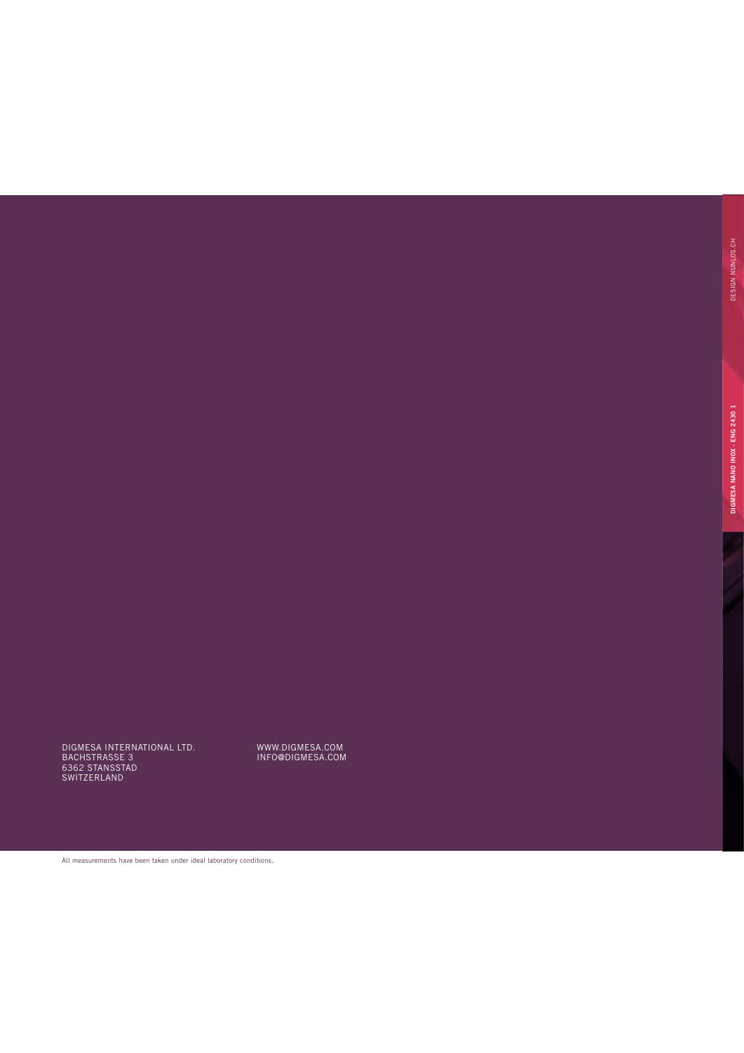DIGMESA INTERNATIONAL LTD.
BACHSTRASSE 3
6362 STANSSTAD
SWITZERLAND

WWW.DIGMESA.COM
INFO@DIGMESA.COM

All measurements have been taken under ideal laboratory conditions.

DESIGN NUNLOS.CH

DIGMESA NANO INOX - ENG 2430 1